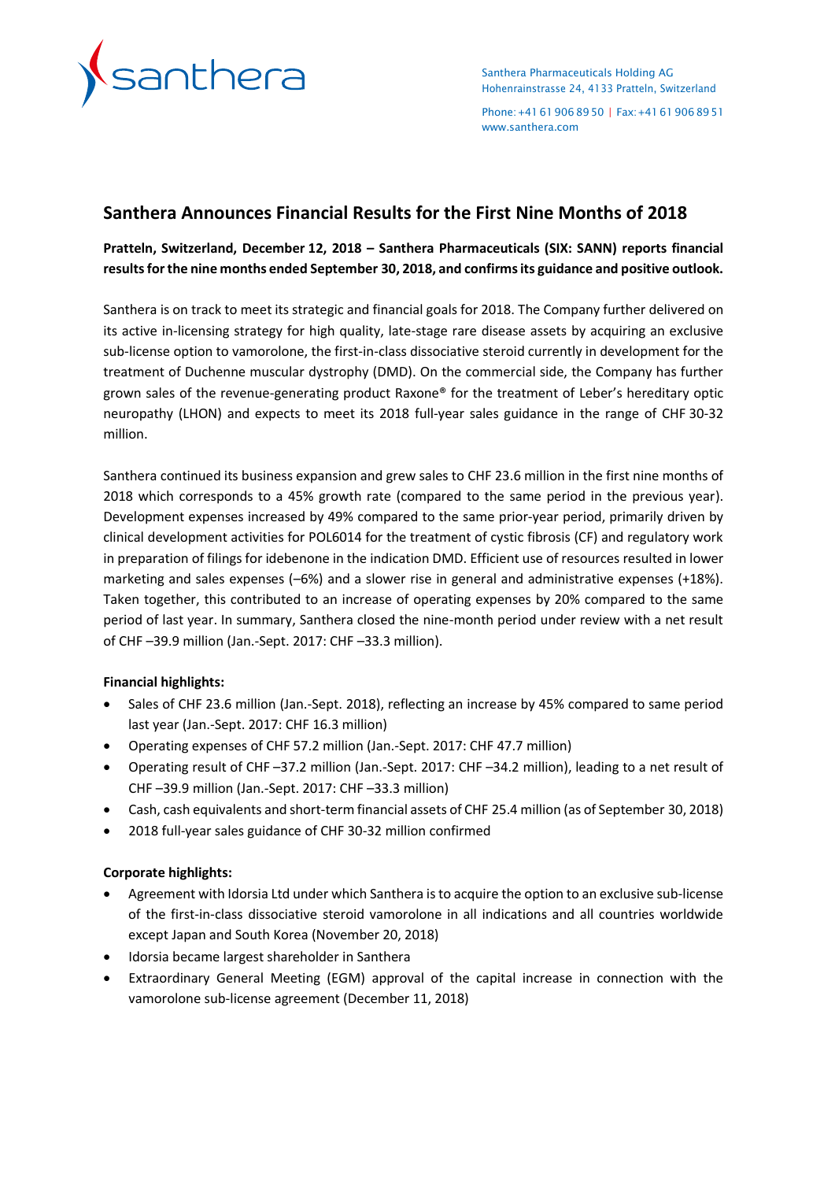Santhera Pharmaceuticals Holding AG
Hohenrainstrasse 24, 4133 Pratteln, Switzerland

Phone: +41 61 906 89 50 | Fax: +41 61 906 89 51
www.santhera.com

# Santhera Announces Financial Results for the First Nine Months of 2018

**Pratteln, Switzerland, December 12, 2018 – Santhera Pharmaceuticals (SIX: SANN) reports financial results for the nine months ended September 30, 2018, and confirms its guidance and positive outlook.**

Santhera is on track to meet its strategic and financial goals for 2018. The Company further delivered on its active in-licensing strategy for high quality, late-stage rare disease assets by acquiring an exclusive sub-license option to vamorolone, the first-in-class dissociative steroid currently in development for the treatment of Duchenne muscular dystrophy (DMD). On the commercial side, the Company has further grown sales of the revenue-generating product Raxone® for the treatment of Leber's hereditary optic neuropathy (LHON) and expects to meet its 2018 full-year sales guidance in the range of CHF 30-32 million.

Santhera continued its business expansion and grew sales to CHF 23.6 million in the first nine months of 2018 which corresponds to a 45% growth rate (compared to the same period in the previous year). Development expenses increased by 49% compared to the same prior-year period, primarily driven by clinical development activities for POL6014 for the treatment of cystic fibrosis (CF) and regulatory work in preparation of filings for idebenone in the indication DMD. Efficient use of resources resulted in lower marketing and sales expenses (–6%) and a slower rise in general and administrative expenses (+18%). Taken together, this contributed to an increase of operating expenses by 20% compared to the same period of last year. In summary, Santhera closed the nine-month period under review with a net result of CHF –39.9 million (Jan.-Sept. 2017: CHF –33.3 million).

**Financial highlights:**

- Sales of CHF 23.6 million (Jan.-Sept. 2018), reflecting an increase by 45% compared to same period last year (Jan.-Sept. 2017: CHF 16.3 million)
- Operating expenses of CHF 57.2 million (Jan.-Sept. 2017: CHF 47.7 million)
- Operating result of CHF –37.2 million (Jan.-Sept. 2017: CHF –34.2 million), leading to a net result of CHF –39.9 million (Jan.-Sept. 2017: CHF –33.3 million)
- Cash, cash equivalents and short-term financial assets of CHF 25.4 million (as of September 30, 2018)
- 2018 full-year sales guidance of CHF 30-32 million confirmed

**Corporate highlights:**

- Agreement with Idorsia Ltd under which Santhera is to acquire the option to an exclusive sub-license of the first-in-class dissociative steroid vamorolone in all indications and all countries worldwide except Japan and South Korea (November 20, 2018)
- Idorsia became largest shareholder in Santhera
- Extraordinary General Meeting (EGM) approval of the capital increase in connection with the vamorolone sub-license agreement (December 11, 2018)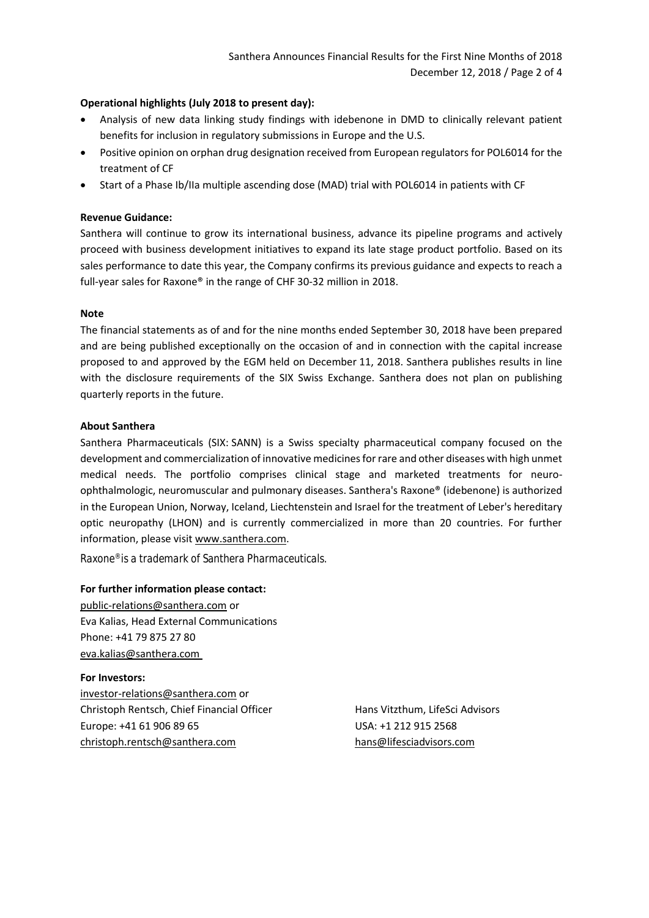**Operational highlights (July 2018 to present day):**

- Analysis of new data linking study findings with idebenone in DMD to clinically relevant patient benefits for inclusion in regulatory submissions in Europe and the U.S.
- Positive opinion on orphan drug designation received from European regulators for POL6014 for the treatment of CF
- Start of a Phase Ib/IIa multiple ascending dose (MAD) trial with POL6014 in patients with CF

**Revenue Guidance:**

Santhera will continue to grow its international business, advance its pipeline programs and actively proceed with business development initiatives to expand its late stage product portfolio. Based on its sales performance to date this year, the Company confirms its previous guidance and expects to reach a full-year sales for Raxone® in the range of CHF 30-32 million in 2018.

**Note**

The financial statements as of and for the nine months ended September 30, 2018 have been prepared and are being published exceptionally on the occasion of and in connection with the capital increase proposed to and approved by the EGM held on December 11, 2018. Santhera publishes results in line with the disclosure requirements of the SIX Swiss Exchange. Santhera does not plan on publishing quarterly reports in the future.

**About Santhera**

Santhera Pharmaceuticals (SIX: SANN) is a Swiss specialty pharmaceutical company focused on the development and commercialization of innovative medicines for rare and other diseases with high unmet medical needs. The portfolio comprises clinical stage and marketed treatments for neuro-ophthalmologic, neuromuscular and pulmonary diseases. Santhera's Raxone® (idebenone) is authorized in the European Union, Norway, Iceland, Liechtenstein and Israel for the treatment of Leber's hereditary optic neuropathy (LHON) and is currently commercialized in more than 20 countries. For further information, please visit www.santhera.com.

*Raxone® is a trademark of Santhera Pharmaceuticals.*

**For further information please contact:**

public-relations@santhera.com or
Eva Kalias, Head External Communications
Phone: +41 79 875 27 80
eva.kalias@santhera.com

**For Investors:**

investor-relations@santhera.com or
Christoph Rentsch, Chief Financial Officer
Europe: +41 61 906 89 65
christoph.rentsch@santhera.com

Hans Vitzthum, LifeSci Advisors
USA: +1 212 915 2568
hans@lifesciadvisors.com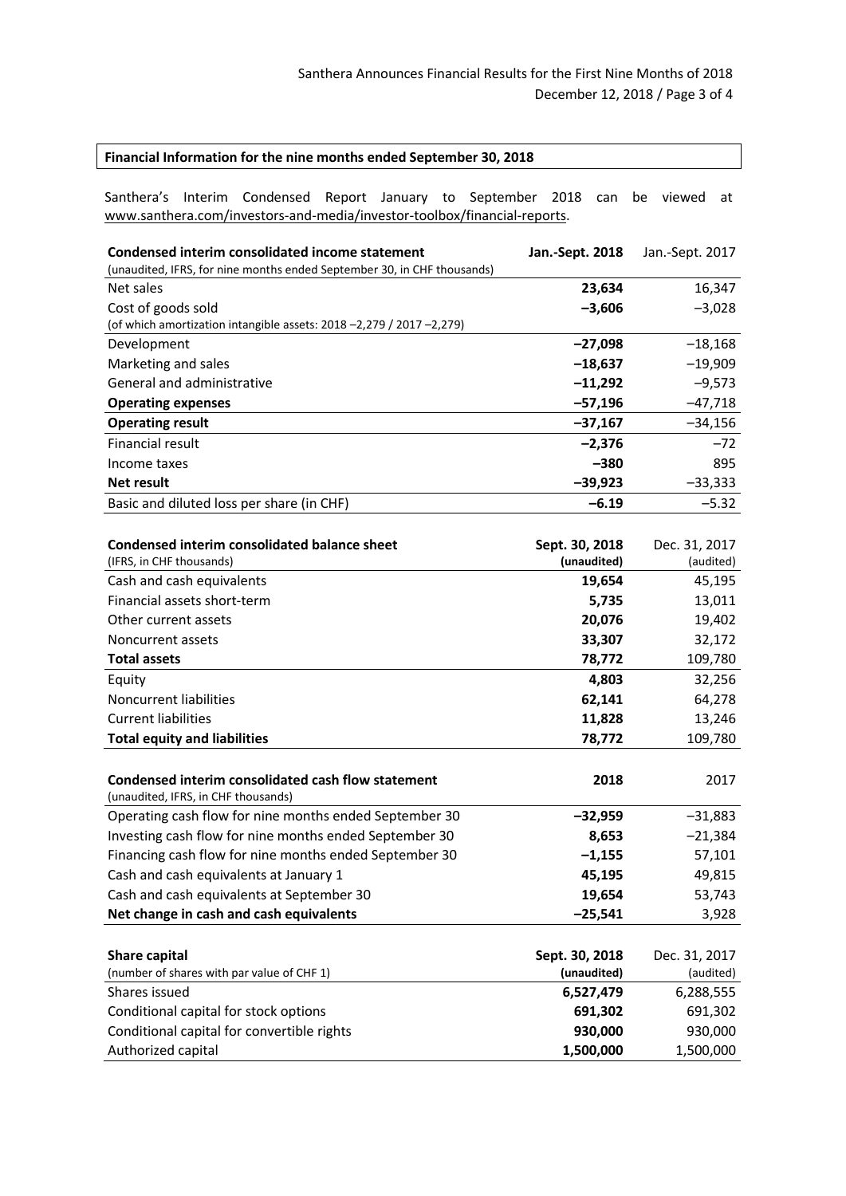**Financial Information for the nine months ended September 30, 2018**

Santhera's Interim Condensed Report January to September 2018 can be viewed at www.santhera.com/investors-and-media/investor-toolbox/financial-reports.

| **Condensed interim consolidated income statement** (unaudited, IFRS, for nine months ended September 30, in CHF thousands) | **Jan.-Sept. 2018** | Jan.-Sept. 2017 |
|---|---|---|
| Net sales | **23,634** | 16,347 |
| Cost of goods sold (of which amortization intangible assets: 2018 –2,279 / 2017 –2,279) | **–3,606** | –3,028 |
| Development | **–27,098** | –18,168 |
| Marketing and sales | **–18,637** | –19,909 |
| General and administrative | **–11,292** | –9,573 |
| **Operating expenses** | **–57,196** | –47,718 |
| **Operating result** | **–37,167** | –34,156 |
| Financial result | **–2,376** | –72 |
| Income taxes | **–380** | 895 |
| **Net result** | **–39,923** | –33,333 |
| Basic and diluted loss per share (in CHF) | **–6.19** | –5.32 |

| **Condensed interim consolidated balance sheet** (IFRS, in CHF thousands) | **Sept. 30, 2018 (unaudited)** | Dec. 31, 2017 (audited) |
|---|---|---|
| Cash and cash equivalents | **19,654** | 45,195 |
| Financial assets short-term | **5,735** | 13,011 |
| Other current assets | **20,076** | 19,402 |
| Noncurrent assets | **33,307** | 32,172 |
| **Total assets** | **78,772** | 109,780 |
| Equity | **4,803** | 32,256 |
| Noncurrent liabilities | **62,141** | 64,278 |
| Current liabilities | **11,828** | 13,246 |
| **Total equity and liabilities** | **78,772** | 109,780 |

| **Condensed interim consolidated cash flow statement** (unaudited, IFRS, in CHF thousands) | **2018** | 2017 |
|---|---|---|
| Operating cash flow for nine months ended September 30 | **–32,959** | –31,883 |
| Investing cash flow for nine months ended September 30 | **8,653** | –21,384 |
| Financing cash flow for nine months ended September 30 | **–1,155** | 57,101 |
| Cash and cash equivalents at January 1 | **45,195** | 49,815 |
| Cash and cash equivalents at September 30 | **19,654** | 53,743 |
| **Net change in cash and cash equivalents** | **–25,541** | 3,928 |

| **Share capital** (number of shares with par value of CHF 1) | **Sept. 30, 2018 (unaudited)** | Dec. 31, 2017 (audited) |
|---|---|---|
| Shares issued | **6,527,479** | 6,288,555 |
| Conditional capital for stock options | **691,302** | 691,302 |
| Conditional capital for convertible rights | **930,000** | 930,000 |
| Authorized capital | **1,500,000** | 1,500,000 |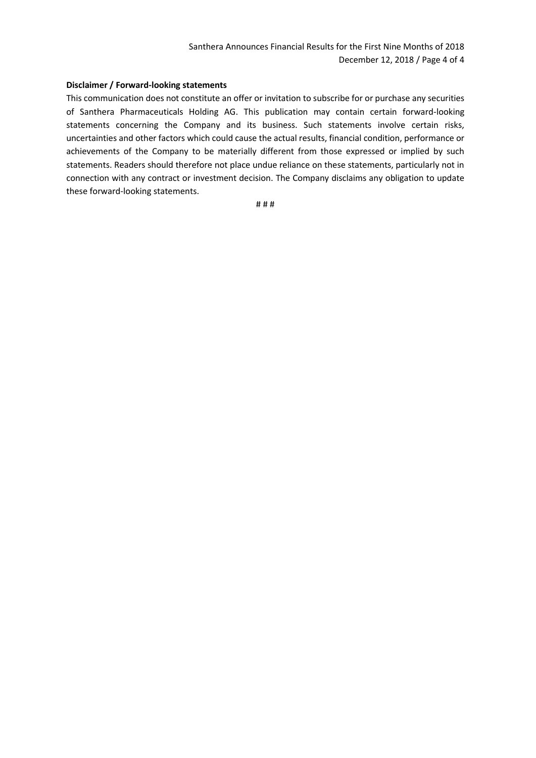**Disclaimer / Forward-looking statements**

This communication does not constitute an offer or invitation to subscribe for or purchase any securities of Santhera Pharmaceuticals Holding AG. This publication may contain certain forward-looking statements concerning the Company and its business. Such statements involve certain risks, uncertainties and other factors which could cause the actual results, financial condition, performance or achievements of the Company to be materially different from those expressed or implied by such statements. Readers should therefore not place undue reliance on these statements, particularly not in connection with any contract or investment decision. The Company disclaims any obligation to update these forward-looking statements.

# # #